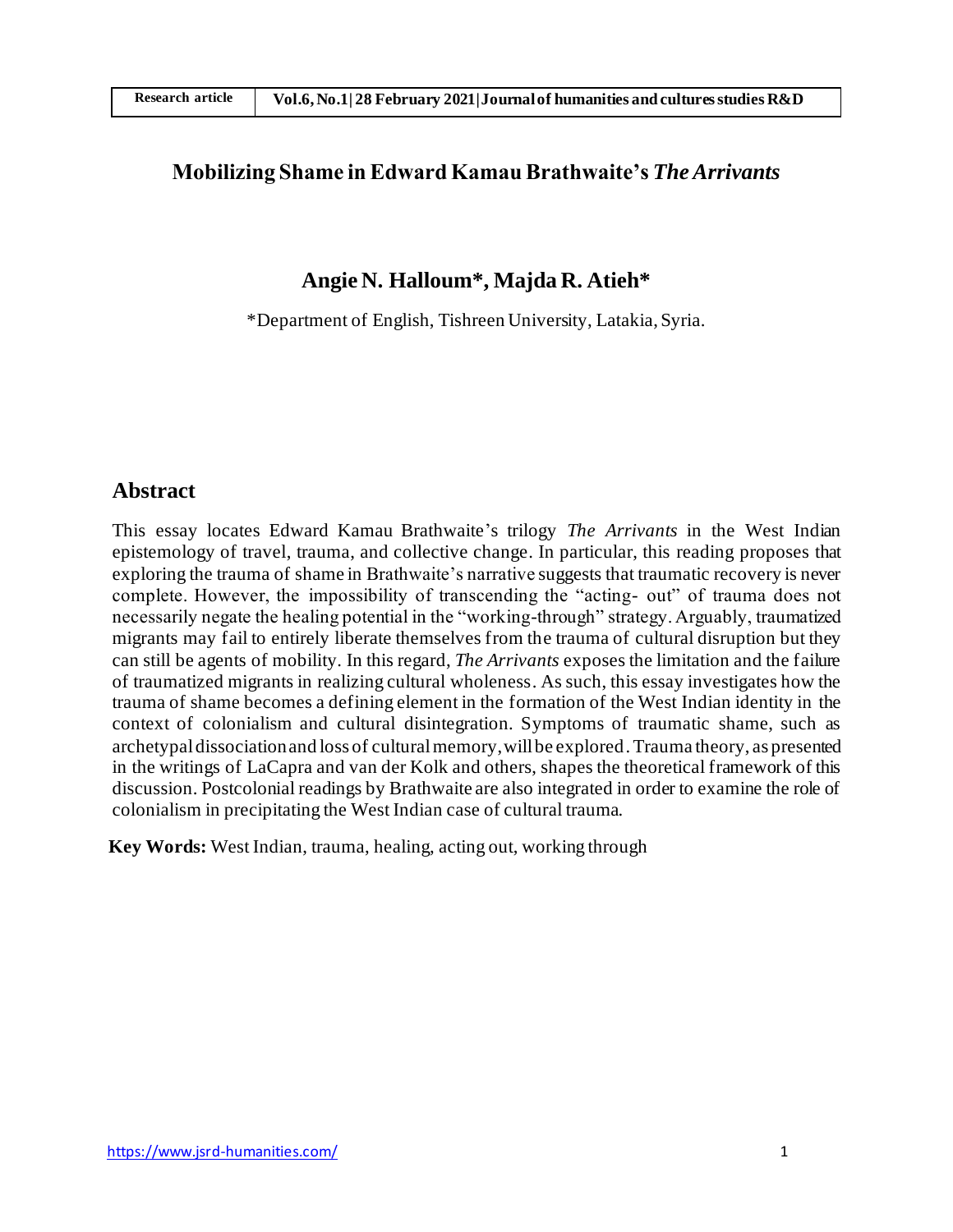# Mobilizing Shame in Edward Kamau Brathwaite's *The Arrivants*

**Angie N. Halloum\*, Majda R. Atieh\***

\*Department of English, Tishreen University, Latakia, Syria.

## Abstract

This essay locates Edward Kamau Brathwaite's trilogy *The Arrivants* in the West Indian epistemology of travel, trauma, and collective change. In particular, this reading proposes that exploring the trauma of shame in Brathwaite's narrative suggests that traumatic recovery is never complete. However, the impossibility of transcending the "acting- out" of trauma does not necessarily negate the healing potential in the "working-through" strategy. Arguably, traumatized migrants may fail to entirely liberate themselves from the trauma of cultural disruption but they can still be agents of mobility. In this regard, *The Arrivants* exposes the limitation and the failure of traumatized migrants in realizing cultural wholeness. As such, this essay investigates how the trauma of shame becomes a defining element in the formation of the West Indian identity in the context of colonialism and cultural disintegration. Symptoms of traumatic shame, such as archetypal dissociation and loss of cultural memory, will be explored. Trauma theory, as presented in the writings of LaCapra and van der Kolk and others, shapes the theoretical framework of this discussion. Postcolonial readings by Brathwaite are also integrated in order to examine the role of colonialism in precipitating the West Indian case of cultural trauma.

**Key Words:** West Indian, trauma, healing, acting out, working through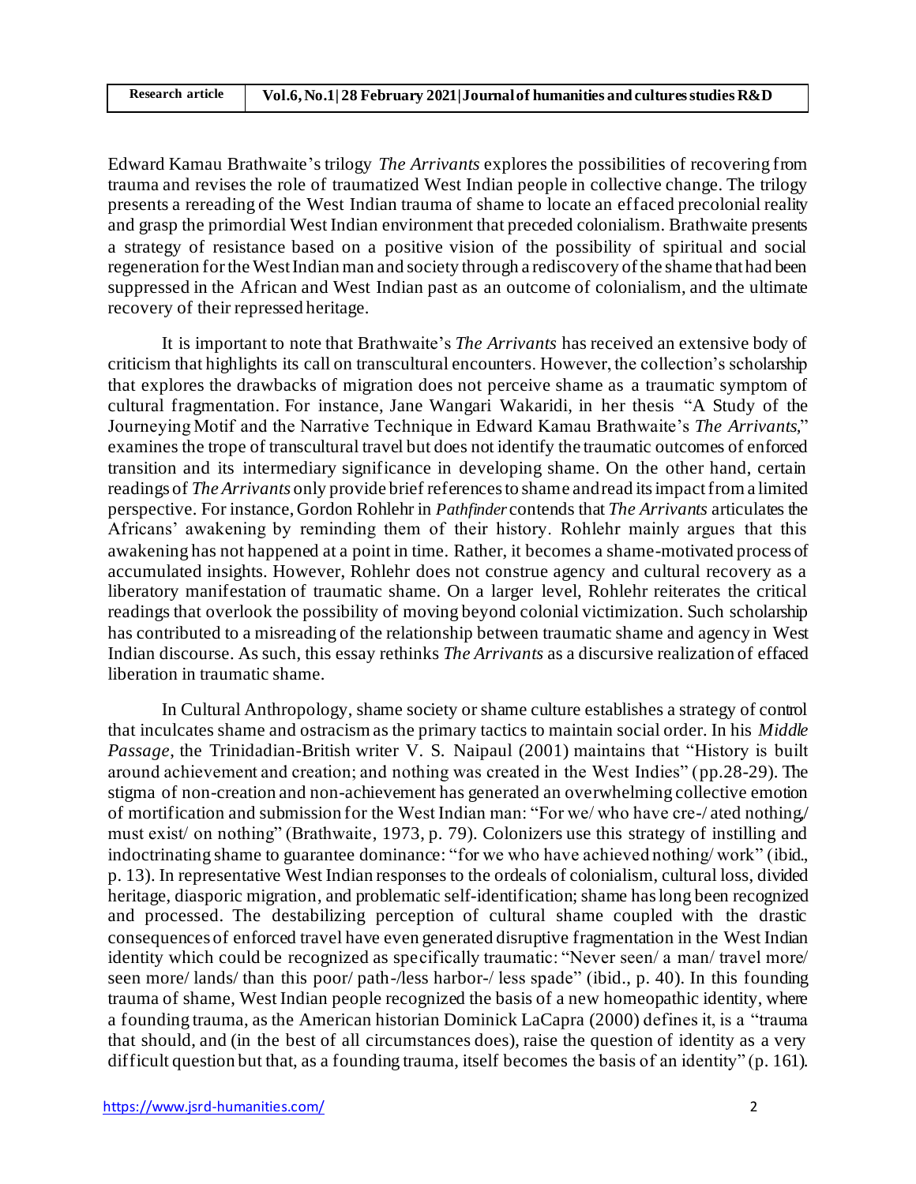Edward Kamau Brathwaite's trilogy *The Arrivants* explores the possibilities of recovering from trauma and revises the role of traumatized West Indian people in collective change. The trilogy presents a rereading of the West Indian trauma of shame to locate an effaced precolonial reality and grasp the primordial West Indian environment that preceded colonialism. Brathwaite presents a strategy of resistance based on a positive vision of the possibility of spiritual and social regeneration for the West Indian man and society through a rediscovery of the shame that had been suppressed in the African and West Indian past as an outcome of colonialism, and the ultimate recovery of their repressed heritage.

It is important to note that Brathwaite's *The Arrivants* has received an extensive body of criticism that highlights its call on transcultural encounters. However, the collection's scholarship that explores the drawbacks of migration does not perceive shame as a traumatic symptom of cultural fragmentation. For instance, Jane Wangari Wakaridi, in her thesis "A Study of the Journeying Motif and the Narrative Technique in Edward Kamau Brathwaite's *The Arrivants*," examines the trope of transcultural travel but does not identify the traumatic outcomes of enforced transition and its intermediary significance in developing shame. On the other hand, certain readings of *The Arrivants* only provide brief references to shame and read its impact from a limited perspective. For instance, Gordon Rohlehr in *Pathfinder* contends that *The Arrivants* articulates the Africans' awakening by reminding them of their history. Rohlehr mainly argues that this awakening has not happened at a point in time. Rather, it becomes a shame-motivated process of accumulated insights. However, Rohlehr does not construe agency and cultural recovery as a liberatory manifestation of traumatic shame. On a larger level, Rohlehr reiterates the critical readings that overlook the possibility of moving beyond colonial victimization. Such scholarship has contributed to a misreading of the relationship between traumatic shame and agency in West Indian discourse. As such, this essay rethinks *The Arrivants* as a discursive realization of effaced liberation in traumatic shame.

In Cultural Anthropology, shame society or shame culture establishes a strategy of control that inculcates shame and ostracism as the primary tactics to maintain social order. In his *Middle Passage*, the Trinidadian-British writer V. S. Naipaul (2001) maintains that "History is built around achievement and creation; and nothing was created in the West Indies" (pp.28-29). The stigma of non-creation and non-achievement has generated an overwhelming collective emotion of mortification and submission for the West Indian man: "For we/ who have cre-/ ated nothing,/ must exist/ on nothing" (Brathwaite, 1973, p. 79). Colonizers use this strategy of instilling and indoctrinating shame to guarantee dominance: "for we who have achieved nothing/ work" (ibid., p. 13). In representative West Indian responses to the ordeals of colonialism, cultural loss, divided heritage, diasporic migration, and problematic self-identification; shame has long been recognized and processed. The destabilizing perception of cultural shame coupled with the drastic consequences of enforced travel have even generated disruptive fragmentation in the West Indian identity which could be recognized as specifically traumatic: "Never seen/ a man/ travel more/ seen more/ lands/ than this poor/ path-/less harbor-/ less spade" (ibid., p. 40). In this founding trauma of shame, West Indian people recognized the basis of a new homeopathic identity, where a founding trauma, as the American historian Dominick LaCapra (2000) defines it, is a "trauma that should, and (in the best of all circumstances does), raise the question of identity as a very difficult question but that, as a founding trauma, itself becomes the basis of an identity" (p. 161).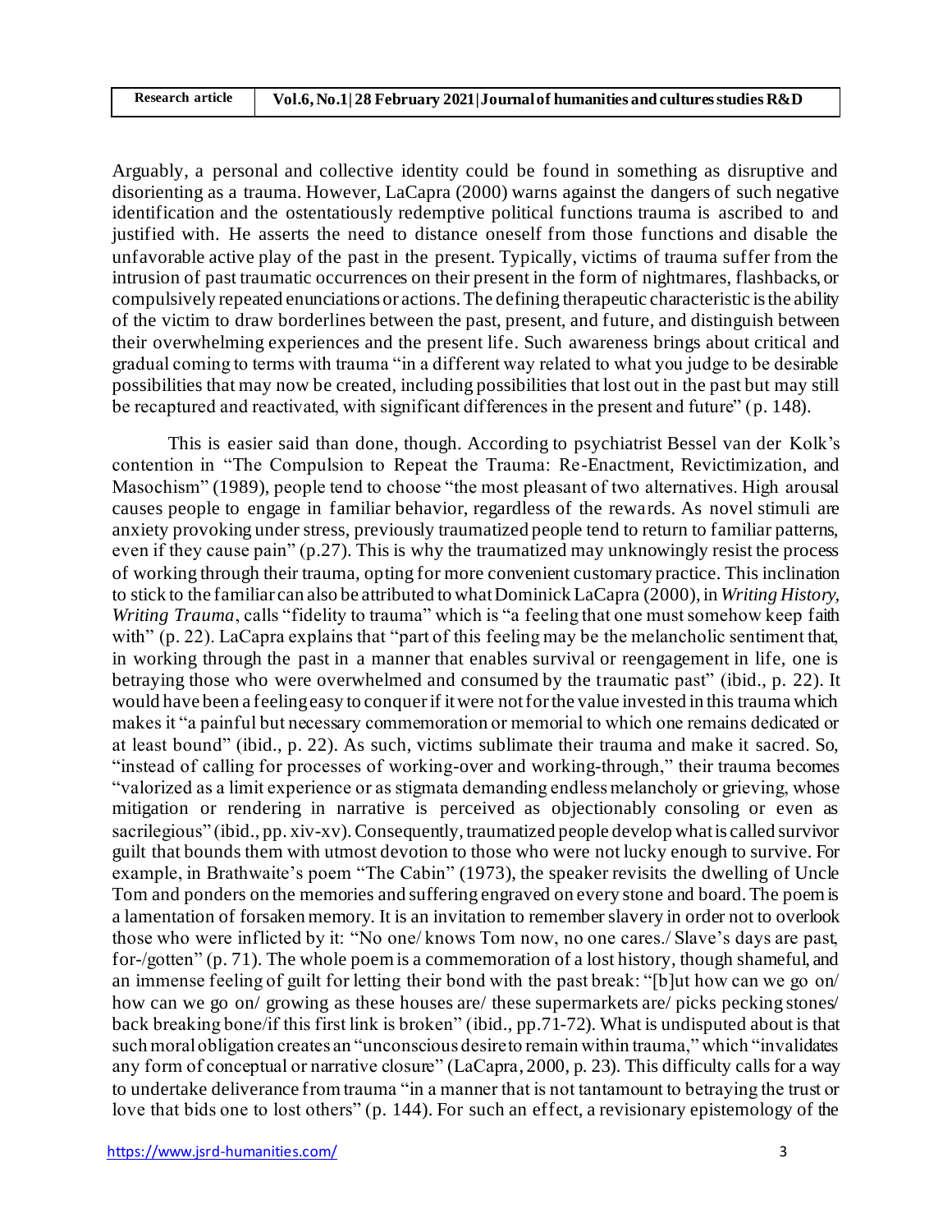Arguably, a personal and collective identity could be found in something as disruptive and disorienting as a trauma. However, LaCapra (2000) warns against the dangers of such negative identification and the ostentatiously redemptive political functions trauma is ascribed to and justified with. He asserts the need to distance oneself from those functions and disable the unfavorable active play of the past in the present. Typically, victims of trauma suffer from the intrusion of past traumatic occurrences on their present in the form of nightmares, flashbacks, or compulsively repeated enunciations or actions. The defining therapeutic characteristic is the ability of the victim to draw borderlines between the past, present, and future, and distinguish between their overwhelming experiences and the present life. Such awareness brings about critical and gradual coming to terms with trauma "in a different way related to what you judge to be desirable possibilities that may now be created, including possibilities that lost out in the past but may still be recaptured and reactivated, with significant differences in the present and future" (p. 148).

This is easier said than done, though. According to psychiatrist Bessel van der Kolk's contention in "The Compulsion to Repeat the Trauma: Re-Enactment, Revictimization, and Masochism" (1989), people tend to choose "the most pleasant of two alternatives. High arousal causes people to engage in familiar behavior, regardless of the rewards. As novel stimuli are anxiety provoking under stress, previously traumatized people tend to return to familiar patterns, even if they cause pain" (p.27). This is why the traumatized may unknowingly resist the process of working through their trauma, opting for more convenient customary practice. This inclination to stick to the familiar can also be attributed to what Dominick LaCapra (2000), in *Writing History, Writing Trauma*, calls "fidelity to trauma" which is "a feeling that one must somehow keep faith with" (p. 22). LaCapra explains that "part of this feeling may be the melancholic sentiment that, in working through the past in a manner that enables survival or reengagement in life, one is betraying those who were overwhelmed and consumed by the traumatic past" (ibid., p. 22). It would have been a feeling easy to conquer if it were not for the value invested in this trauma which makes it "a painful but necessary commemoration or memorial to which one remains dedicated or at least bound" (ibid., p. 22). As such, victims sublimate their trauma and make it sacred. So, "instead of calling for processes of working-over and working-through," their trauma becomes "valorized as a limit experience or as stigmata demanding endless melancholy or grieving, whose mitigation or rendering in narrative is perceived as objectionably consoling or even as sacrilegious" (ibid., pp. xiv-xv). Consequently, traumatized people develop what is called survivor guilt that bounds them with utmost devotion to those who were not lucky enough to survive. For example, in Brathwaite's poem "The Cabin" (1973), the speaker revisits the dwelling of Uncle Tom and ponders on the memories and suffering engraved on every stone and board. The poem is a lamentation of forsaken memory. It is an invitation to remember slavery in order not to overlook those who were inflicted by it: "No one/ knows Tom now, no one cares./ Slave's days are past, for-/gotten" (p. 71). The whole poem is a commemoration of a lost history, though shameful, and an immense feeling of guilt for letting their bond with the past break: "[b]ut how can we go on/ how can we go on/ growing as these houses are/ these supermarkets are/ picks pecking stones/ back breaking bone/if this first link is broken" (ibid., pp.71-72). What is undisputed about is that such moral obligation creates an "unconscious desire to remain within trauma," which "invalidates any form of conceptual or narrative closure" (LaCapra, 2000, p. 23). This difficulty calls for a way to undertake deliverance from trauma "in a manner that is not tantamount to betraying the trust or love that bids one to lost others" (p. 144). For such an effect, a revisionary epistemology of the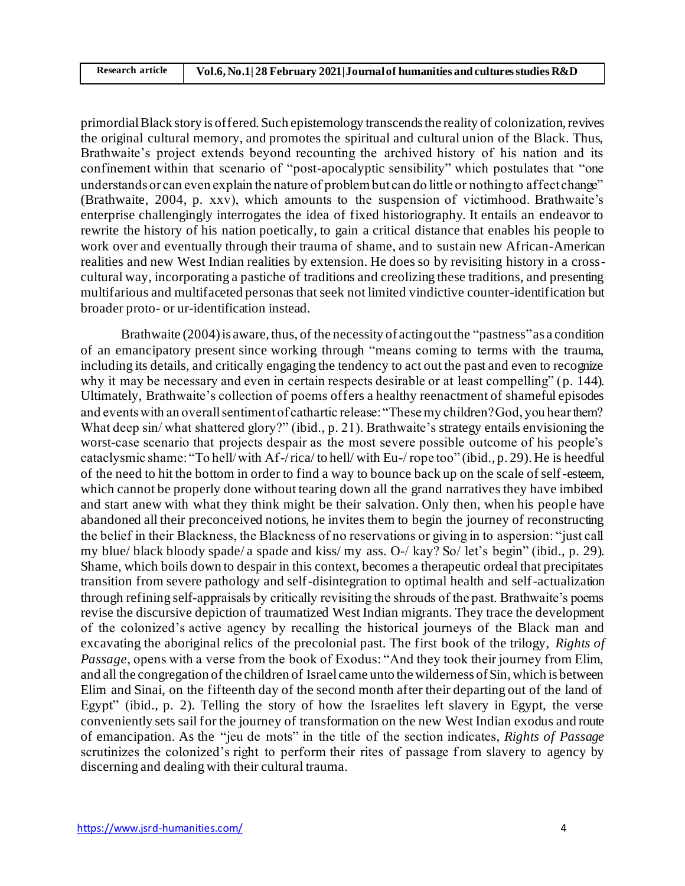primordial Black story is offered. Such epistemology transcends the reality of colonization, revives the original cultural memory, and promotes the spiritual and cultural union of the Black. Thus, Brathwaite's project extends beyond recounting the archived history of his nation and its confinement within that scenario of "post-apocalyptic sensibility" which postulates that "one understands or can even explain the nature of problem but can do little or nothing to affect change" (Brathwaite, 2004, p. xxv), which amounts to the suspension of victimhood. Brathwaite's enterprise challengingly interrogates the idea of fixed historiography. It entails an endeavor to rewrite the history of his nation poetically, to gain a critical distance that enables his people to work over and eventually through their trauma of shame, and to sustain new African-American realities and new West Indian realities by extension. He does so by revisiting history in a cross-cultural way, incorporating a pastiche of traditions and creolizing these traditions, and presenting multifarious and multifaceted personas that seek not limited vindictive counter-identification but broader proto- or ur-identification instead.

Brathwaite (2004) is aware, thus, of the necessity of acting out the "pastness" as a condition of an emancipatory present since working through "means coming to terms with the trauma, including its details, and critically engaging the tendency to act out the past and even to recognize why it may be necessary and even in certain respects desirable or at least compelling" (p. 144). Ultimately, Brathwaite's collection of poems offers a healthy reenactment of shameful episodes and events with an overall sentiment of cathartic release: "These my children? God, you hear them? What deep sin/ what shattered glory?" (ibid., p. 21). Brathwaite's strategy entails envisioning the worst-case scenario that projects despair as the most severe possible outcome of his people's cataclysmic shame: "To hell/ with Af-/ rica/ to hell/ with Eu-/ rope too" (ibid., p. 29). He is heedful of the need to hit the bottom in order to find a way to bounce back up on the scale of self-esteem, which cannot be properly done without tearing down all the grand narratives they have imbibed and start anew with what they think might be their salvation. Only then, when his people have abandoned all their preconceived notions, he invites them to begin the journey of reconstructing the belief in their Blackness, the Blackness of no reservations or giving in to aspersion: "just call my blue/ black bloody spade/ a spade and kiss/ my ass. O-/ kay? So/ let's begin" (ibid., p. 29). Shame, which boils down to despair in this context, becomes a therapeutic ordeal that precipitates transition from severe pathology and self-disintegration to optimal health and self-actualization through refining self-appraisals by critically revisiting the shrouds of the past. Brathwaite's poems revise the discursive depiction of traumatized West Indian migrants. They trace the development of the colonized's active agency by recalling the historical journeys of the Black man and excavating the aboriginal relics of the precolonial past. The first book of the trilogy, *Rights of Passage*, opens with a verse from the book of Exodus: "And they took their journey from Elim, and all the congregation of the children of Israel came unto the wilderness of Sin, which is between Elim and Sinai, on the fifteenth day of the second month after their departing out of the land of Egypt" (ibid., p. 2). Telling the story of how the Israelites left slavery in Egypt, the verse conveniently sets sail for the journey of transformation on the new West Indian exodus and route of emancipation. As the "jeu de mots" in the title of the section indicates, *Rights of Passage* scrutinizes the colonized's right to perform their rites of passage from slavery to agency by discerning and dealing with their cultural trauma.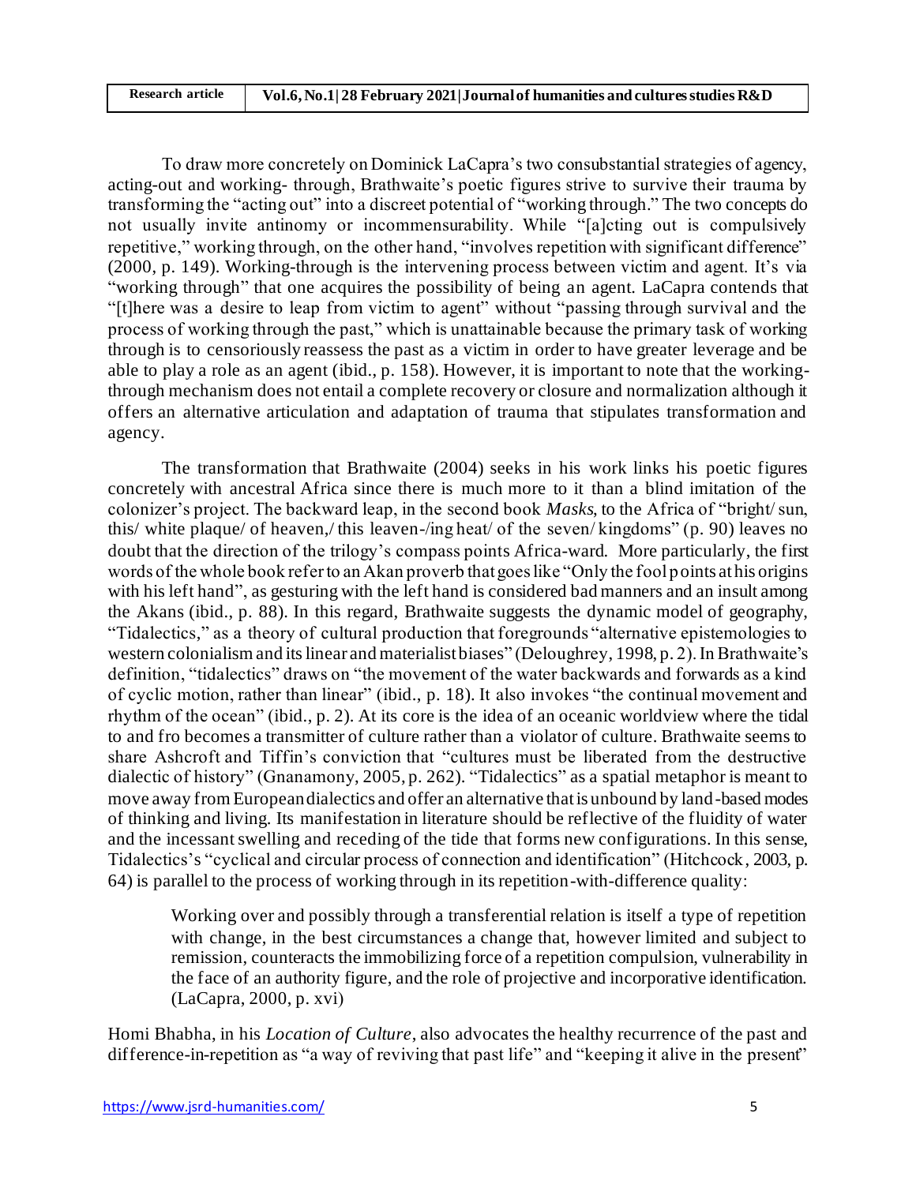To draw more concretely on Dominick LaCapra's two consubstantial strategies of agency, acting-out and working- through, Brathwaite's poetic figures strive to survive their trauma by transforming the "acting out" into a discreet potential of "working through." The two concepts do not usually invite antinomy or incommensurability. While "[a]cting out is compulsively repetitive," working through, on the other hand, "involves repetition with significant difference" (2000, p. 149). Working-through is the intervening process between victim and agent. It's via "working through" that one acquires the possibility of being an agent. LaCapra contends that "[t]here was a desire to leap from victim to agent" without "passing through survival and the process of working through the past," which is unattainable because the primary task of working through is to censoriously reassess the past as a victim in order to have greater leverage and be able to play a role as an agent (ibid., p. 158). However, it is important to note that the working-through mechanism does not entail a complete recovery or closure and normalization although it offers an alternative articulation and adaptation of trauma that stipulates transformation and agency.

The transformation that Brathwaite (2004) seeks in his work links his poetic figures concretely with ancestral Africa since there is much more to it than a blind imitation of the colonizer's project. The backward leap, in the second book *Masks*, to the Africa of "bright/ sun, this/ white plaque/ of heaven,/ this leaven-/ing heat/ of the seven/ kingdoms" (p. 90) leaves no doubt that the direction of the trilogy's compass points Africa-ward. More particularly, the first words of the whole book refer to an Akan proverb that goes like "Only the fool points at his origins with his left hand", as gesturing with the left hand is considered bad manners and an insult among the Akans (ibid., p. 88). In this regard, Brathwaite suggests the dynamic model of geography, "Tidalectics," as a theory of cultural production that foregrounds "alternative epistemologies to western colonialism and its linear and materialist biases" (Deloughrey, 1998, p. 2). In Brathwaite's definition, "tidalectics" draws on "the movement of the water backwards and forwards as a kind of cyclic motion, rather than linear" (ibid., p. 18). It also invokes "the continual movement and rhythm of the ocean" (ibid., p. 2). At its core is the idea of an oceanic worldview where the tidal to and fro becomes a transmitter of culture rather than a violator of culture. Brathwaite seems to share Ashcroft and Tiffin's conviction that "cultures must be liberated from the destructive dialectic of history" (Gnanamony, 2005, p. 262). "Tidalectics" as a spatial metaphor is meant to move away from European dialectics and offer an alternative that is unbound by land-based modes of thinking and living. Its manifestation in literature should be reflective of the fluidity of water and the incessant swelling and receding of the tide that forms new configurations. In this sense, Tidalectics's "cyclical and circular process of connection and identification" (Hitchcock, 2003, p. 64) is parallel to the process of working through in its repetition-with-difference quality:

> Working over and possibly through a transferential relation is itself a type of repetition with change, in the best circumstances a change that, however limited and subject to remission, counteracts the immobilizing force of a repetition compulsion, vulnerability in the face of an authority figure, and the role of projective and incorporative identification. (LaCapra, 2000, p. xvi)

Homi Bhabha, in his *Location of Culture*, also advocates the healthy recurrence of the past and difference-in-repetition as "a way of reviving that past life" and "keeping it alive in the present"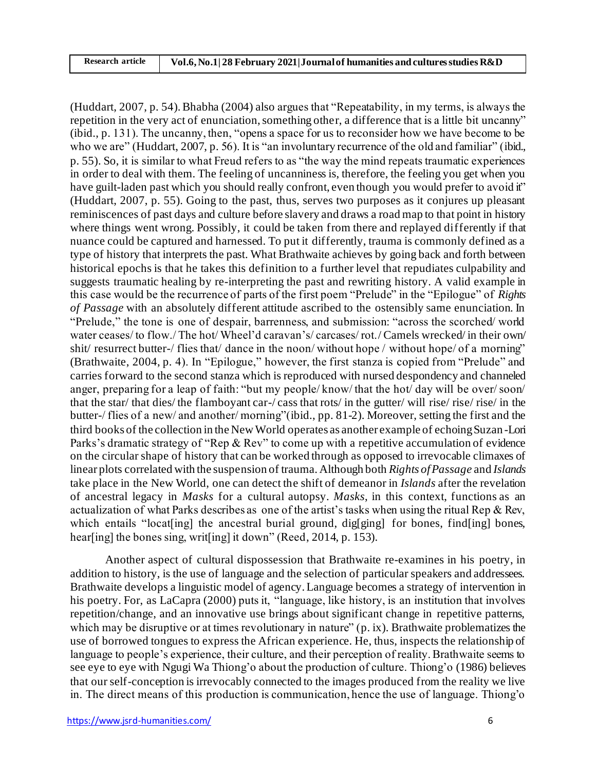(Huddart, 2007, p. 54). Bhabha (2004) also argues that "Repeatability, in my terms, is always the repetition in the very act of enunciation, something other, a difference that is a little bit uncanny" (ibid., p. 131). The uncanny, then, "opens a space for us to reconsider how we have become to be who we are" (Huddart, 2007, p. 56). It is "an involuntary recurrence of the old and familiar" (ibid., p. 55). So, it is similar to what Freud refers to as "the way the mind repeats traumatic experiences in order to deal with them. The feeling of uncanniness is, therefore, the feeling you get when you have guilt-laden past which you should really confront, even though you would prefer to avoid it" (Huddart, 2007, p. 55). Going to the past, thus, serves two purposes as it conjures up pleasant reminiscences of past days and culture before slavery and draws a road map to that point in history where things went wrong. Possibly, it could be taken from there and replayed differently if that nuance could be captured and harnessed. To put it differently, trauma is commonly defined as a type of history that interprets the past. What Brathwaite achieves by going back and forth between historical epochs is that he takes this definition to a further level that repudiates culpability and suggests traumatic healing by re-interpreting the past and rewriting history. A valid example in this case would be the recurrence of parts of the first poem "Prelude" in the "Epilogue" of *Rights of Passage* with an absolutely different attitude ascribed to the ostensibly same enunciation. In "Prelude," the tone is one of despair, barrenness, and submission: "across the scorched/ world water ceases/ to flow./ The hot/ Wheel'd caravan's/ carcases/ rot./ Camels wrecked/ in their own/ shit/ resurrect butter-/ flies that/ dance in the noon/ without hope / without hope/ of a morning" (Brathwaite, 2004, p. 4). In "Epilogue," however, the first stanza is copied from "Prelude" and carries forward to the second stanza which is reproduced with nursed despondency and channeled anger, preparing for a leap of faith: "but my people/ know/ that the hot/ day will be over/ soon/ that the star/ that dies/ the flamboyant car-/ cass that rots/ in the gutter/ will rise/ rise/ rise/ in the butter-/ flies of a new/ and another/ morning"(ibid., pp. 81-2). Moreover, setting the first and the third books of the collection in the New World operates as another example of echoing Suzan-Lori Parks's dramatic strategy of "Rep & Rev" to come up with a repetitive accumulation of evidence on the circular shape of history that can be worked through as opposed to irrevocable climaxes of linear plots correlated with the suspension of trauma. Although both *Rights of Passage* and *Islands* take place in the New World, one can detect the shift of demeanor in *Islands* after the revelation of ancestral legacy in *Masks* for a cultural autopsy. *Masks*, in this context, functions as an actualization of what Parks describes as one of the artist's tasks when using the ritual Rep & Rev, which entails "locat[ing] the ancestral burial ground, dig[ging] for bones, find[ing] bones, hear[ing] the bones sing, writ[ing] it down" (Reed, 2014, p. 153).

Another aspect of cultural dispossession that Brathwaite re-examines in his poetry, in addition to history, is the use of language and the selection of particular speakers and addressees. Brathwaite develops a linguistic model of agency. Language becomes a strategy of intervention in his poetry. For, as LaCapra (2000) puts it, "language, like history, is an institution that involves repetition/change, and an innovative use brings about significant change in repetitive patterns, which may be disruptive or at times revolutionary in nature" (p. ix). Brathwaite problematizes the use of borrowed tongues to express the African experience. He, thus, inspects the relationship of language to people's experience, their culture, and their perception of reality. Brathwaite seems to see eye to eye with Ngugi Wa Thiong'o about the production of culture. Thiong'o (1986) believes that our self-conception is irrevocably connected to the images produced from the reality we live in. The direct means of this production is communication, hence the use of language. Thiong'o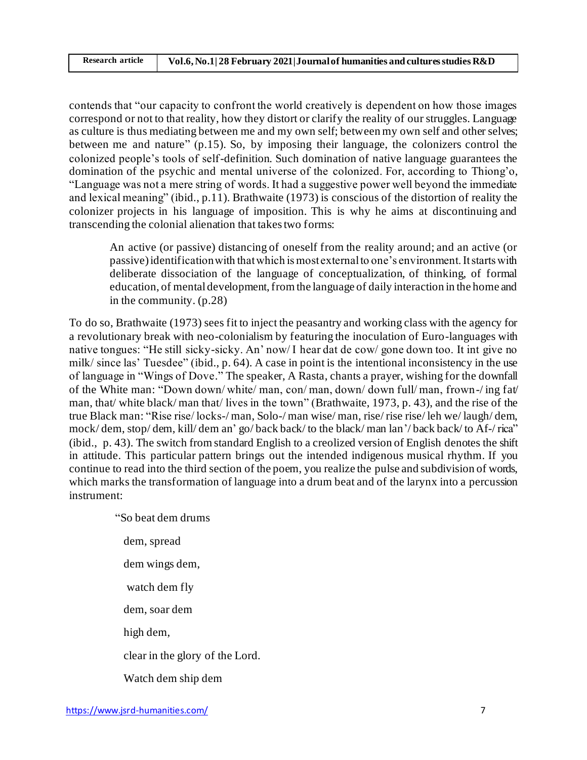contends that "our capacity to confront the world creatively is dependent on how those images correspond or not to that reality, how they distort or clarify the reality of our struggles. Language as culture is thus mediating between me and my own self; between my own self and other selves; between me and nature" (p.15). So, by imposing their language, the colonizers control the colonized people's tools of self-definition. Such domination of native language guarantees the domination of the psychic and mental universe of the colonized. For, according to Thiong'o, "Language was not a mere string of words. It had a suggestive power well beyond the immediate and lexical meaning" (ibid., p.11). Brathwaite (1973) is conscious of the distortion of reality the colonizer projects in his language of imposition. This is why he aims at discontinuing and transcending the colonial alienation that takes two forms:

> An active (or passive) distancing of oneself from the reality around; and an active (or passive) identification with that which is most external to one's environment. It starts with deliberate dissociation of the language of conceptualization, of thinking, of formal education, of mental development, from the language of daily interaction in the home and in the community. (p.28)

To do so, Brathwaite (1973) sees fit to inject the peasantry and working class with the agency for a revolutionary break with neo-colonialism by featuring the inoculation of Euro-languages with native tongues: "He still sicky-sicky. An' now/ I hear dat de cow/ gone down too. It int give no milk/ since las' Tuesdee" (ibid., p. 64). A case in point is the intentional inconsistency in the use of language in "Wings of Dove." The speaker, A Rasta, chants a prayer, wishing for the downfall of the White man: "Down down/ white/ man, con/ man, down/ down full/ man, frown-/ ing fat/ man, that/ white black/ man that/ lives in the town" (Brathwaite, 1973, p. 43), and the rise of the true Black man: "Rise rise/ locks-/ man, Solo-/ man wise/ man, rise/ rise rise/ leh we/ laugh/ dem, mock/ dem, stop/ dem, kill/ dem an' go/ back back/ to the black/ man lan'/ back back/ to Af-/ rica" (ibid., p. 43). The switch from standard English to a creolized version of English denotes the shift in attitude. This particular pattern brings out the intended indigenous musical rhythm. If you continue to read into the third section of the poem, you realize the pulse and subdivision of words, which marks the transformation of language into a drum beat and of the larynx into a percussion instrument:

> "So beat dem drums
>
> dem, spread
>
> dem wings dem,
>
> watch dem fly
>
> dem, soar dem
>
> high dem,
>
> clear in the glory of the Lord.
>
> Watch dem ship dem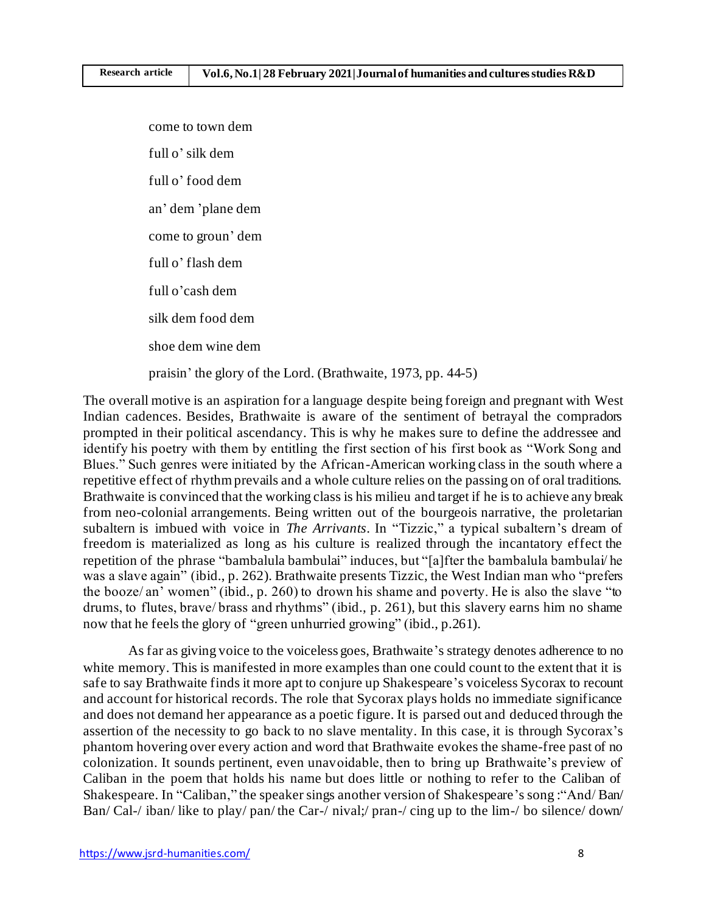come to town dem

full o' silk dem

full o' food dem

an' dem 'plane dem

come to groun' dem

full o' flash dem

full o'cash dem

silk dem food dem

shoe dem wine dem

praisin' the glory of the Lord. (Brathwaite, 1973, pp. 44-5)

The overall motive is an aspiration for a language despite being foreign and pregnant with West Indian cadences. Besides, Brathwaite is aware of the sentiment of betrayal the compradors prompted in their political ascendancy. This is why he makes sure to define the addressee and identify his poetry with them by entitling the first section of his first book as "Work Song and Blues." Such genres were initiated by the African-American working class in the south where a repetitive effect of rhythm prevails and a whole culture relies on the passing on of oral traditions. Brathwaite is convinced that the working class is his milieu and target if he is to achieve any break from neo-colonial arrangements. Being written out of the bourgeois narrative, the proletarian subaltern is imbued with voice in *The Arrivants*. In "Tizzic," a typical subaltern's dream of freedom is materialized as long as his culture is realized through the incantatory effect the repetition of the phrase "bambalula bambulai" induces, but "[a]fter the bambalula bambulai/ he was a slave again" (ibid., p. 262). Brathwaite presents Tizzic, the West Indian man who "prefers the booze/ an' women" (ibid., p. 260) to drown his shame and poverty. He is also the slave "to drums, to flutes, brave/ brass and rhythms" (ibid., p. 261), but this slavery earns him no shame now that he feels the glory of "green unhurried growing" (ibid., p.261).

As far as giving voice to the voiceless goes, Brathwaite's strategy denotes adherence to no white memory. This is manifested in more examples than one could count to the extent that it is safe to say Brathwaite finds it more apt to conjure up Shakespeare's voiceless Sycorax to recount and account for historical records. The role that Sycorax plays holds no immediate significance and does not demand her appearance as a poetic figure. It is parsed out and deduced through the assertion of the necessity to go back to no slave mentality. In this case, it is through Sycorax's phantom hovering over every action and word that Brathwaite evokes the shame-free past of no colonization. It sounds pertinent, even unavoidable, then to bring up Brathwaite's preview of Caliban in the poem that holds his name but does little or nothing to refer to the Caliban of Shakespeare. In "Caliban," the speaker sings another version of Shakespeare's song :"And/ Ban/ Ban/ Cal-/ iban/ like to play/ pan/ the Car-/ nival;/ pran-/ cing up to the lim-/ bo silence/ down/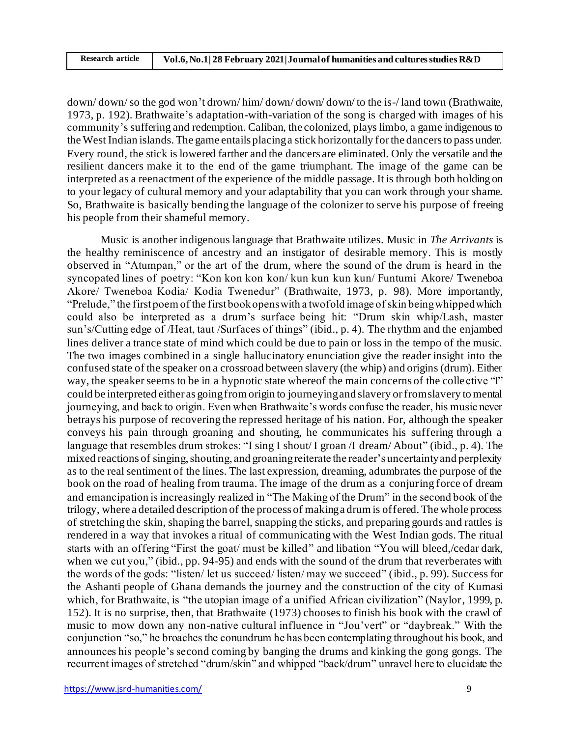down/ down/ so the god won't drown/ him/ down/ down/ down/ to the is-/ land town (Brathwaite, 1973, p. 192). Brathwaite's adaptation-with-variation of the song is charged with images of his community's suffering and redemption. Caliban, the colonized, plays limbo, a game indigenous to the West Indian islands. The game entails placing a stick horizontally for the dancers to pass under. Every round, the stick is lowered farther and the dancers are eliminated. Only the versatile and the resilient dancers make it to the end of the game triumphant. The image of the game can be interpreted as a reenactment of the experience of the middle passage. It is through both holding on to your legacy of cultural memory and your adaptability that you can work through your shame. So, Brathwaite is basically bending the language of the colonizer to serve his purpose of freeing his people from their shameful memory.

Music is another indigenous language that Brathwaite utilizes. Music in *The Arrivants* is the healthy reminiscence of ancestry and an instigator of desirable memory. This is mostly observed in "Atumpan," or the art of the drum, where the sound of the drum is heard in the syncopated lines of poetry: "Kon kon kon kon/ kun kun kun kun/ Funtumi Akore/ Tweneboa Akore/ Tweneboa Kodia/ Kodia Twenedur" (Brathwaite, 1973, p. 98). More importantly, "Prelude," the first poem of the first book opens with a twofold image of skin being whipped which could also be interpreted as a drum's surface being hit: "Drum skin whip/Lash, master sun's/Cutting edge of /Heat, taut /Surfaces of things" (ibid., p. 4). The rhythm and the enjambed lines deliver a trance state of mind which could be due to pain or loss in the tempo of the music. The two images combined in a single hallucinatory enunciation give the reader insight into the confused state of the speaker on a crossroad between slavery (the whip) and origins (drum). Either way, the speaker seems to be in a hypnotic state whereof the main concerns of the collective "I" could be interpreted either as going from origin to journeying and slavery or from slavery to mental journeying, and back to origin. Even when Brathwaite's words confuse the reader, his music never betrays his purpose of recovering the repressed heritage of his nation. For, although the speaker conveys his pain through groaning and shouting, he communicates his suffering through a language that resembles drum strokes: "I sing I shout/ I groan /I dream/ About" (ibid., p. 4). The mixed reactions of singing, shouting, and groaning reiterate the reader's uncertainty and perplexity as to the real sentiment of the lines. The last expression, dreaming, adumbrates the purpose of the book on the road of healing from trauma. The image of the drum as a conjuring force of dream and emancipation is increasingly realized in "The Making of the Drum" in the second book of the trilogy, where a detailed description of the process of making a drum is offered. The whole process of stretching the skin, shaping the barrel, snapping the sticks, and preparing gourds and rattles is rendered in a way that invokes a ritual of communicating with the West Indian gods. The ritual starts with an offering "First the goat/ must be killed" and libation "You will bleed,/cedar dark, when we cut you," (ibid., pp. 94-95) and ends with the sound of the drum that reverberates with the words of the gods: "listen/ let us succeed/ listen/ may we succeed" (ibid., p. 99). Success for the Ashanti people of Ghana demands the journey and the construction of the city of Kumasi which, for Brathwaite, is "the utopian image of a unified African civilization" (Naylor, 1999, p. 152). It is no surprise, then, that Brathwaite (1973) chooses to finish his book with the crawl of music to mow down any non-native cultural influence in "Jou'vert" or "daybreak." With the conjunction "so," he broaches the conundrum he has been contemplating throughout his book, and announces his people's second coming by banging the drums and kinking the gong gongs. The recurrent images of stretched "drum/skin" and whipped "back/drum" unravel here to elucidate the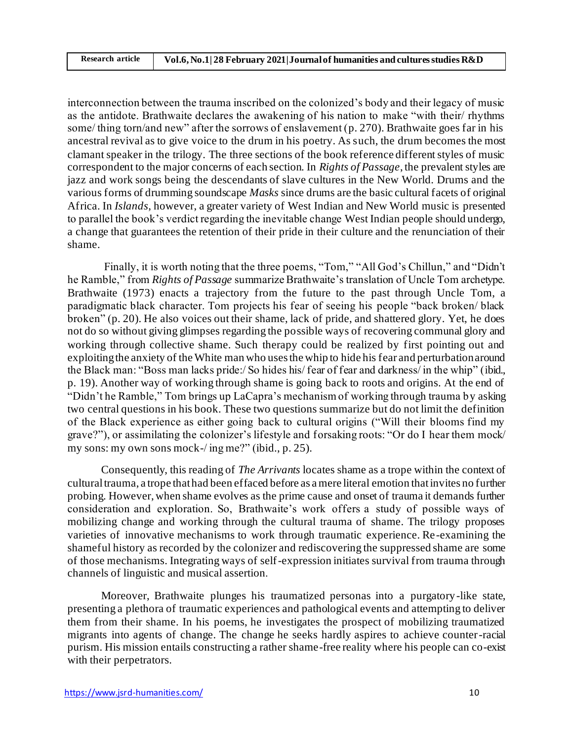interconnection between the trauma inscribed on the colonized's body and their legacy of music as the antidote. Brathwaite declares the awakening of his nation to make "with their/ rhythms some/ thing torn/and new" after the sorrows of enslavement (p. 270). Brathwaite goes far in his ancestral revival as to give voice to the drum in his poetry. As such, the drum becomes the most clamant speaker in the trilogy. The three sections of the book reference different styles of music correspondent to the major concerns of each section. In *Rights of Passage*, the prevalent styles are jazz and work songs being the descendants of slave cultures in the New World. Drums and the various forms of drumming soundscape *Masks* since drums are the basic cultural facets of original Africa. In *Islands*, however, a greater variety of West Indian and New World music is presented to parallel the book's verdict regarding the inevitable change West Indian people should undergo, a change that guarantees the retention of their pride in their culture and the renunciation of their shame.

Finally, it is worth noting that the three poems, "Tom," "All God's Chillun," and "Didn't he Ramble," from *Rights of Passage* summarize Brathwaite's translation of Uncle Tom archetype. Brathwaite (1973) enacts a trajectory from the future to the past through Uncle Tom, a paradigmatic black character. Tom projects his fear of seeing his people "back broken/ black broken" (p. 20). He also voices out their shame, lack of pride, and shattered glory. Yet, he does not do so without giving glimpses regarding the possible ways of recovering communal glory and working through collective shame. Such therapy could be realized by first pointing out and exploiting the anxiety of the White man who uses the whip to hide his fear and perturbation around the Black man: "Boss man lacks pride:/ So hides his/ fear of fear and darkness/ in the whip" (ibid., p. 19). Another way of working through shame is going back to roots and origins. At the end of "Didn't he Ramble," Tom brings up LaCapra's mechanism of working through trauma by asking two central questions in his book. These two questions summarize but do not limit the definition of the Black experience as either going back to cultural origins ("Will their blooms find my grave?"), or assimilating the colonizer's lifestyle and forsaking roots: "Or do I hear them mock/ my sons: my own sons mock-/ ing me?" (ibid., p. 25).

Consequently, this reading of *The Arrivants* locates shame as a trope within the context of cultural trauma, a trope that had been effaced before as a mere literal emotion that invites no further probing. However, when shame evolves as the prime cause and onset of trauma it demands further consideration and exploration. So, Brathwaite's work offers a study of possible ways of mobilizing change and working through the cultural trauma of shame. The trilogy proposes varieties of innovative mechanisms to work through traumatic experience. Re-examining the shameful history as recorded by the colonizer and rediscovering the suppressed shame are some of those mechanisms. Integrating ways of self-expression initiates survival from trauma through channels of linguistic and musical assertion.

Moreover, Brathwaite plunges his traumatized personas into a purgatory-like state, presenting a plethora of traumatic experiences and pathological events and attempting to deliver them from their shame. In his poems, he investigates the prospect of mobilizing traumatized migrants into agents of change. The change he seeks hardly aspires to achieve counter-racial purism. His mission entails constructing a rather shame-free reality where his people can co-exist with their perpetrators.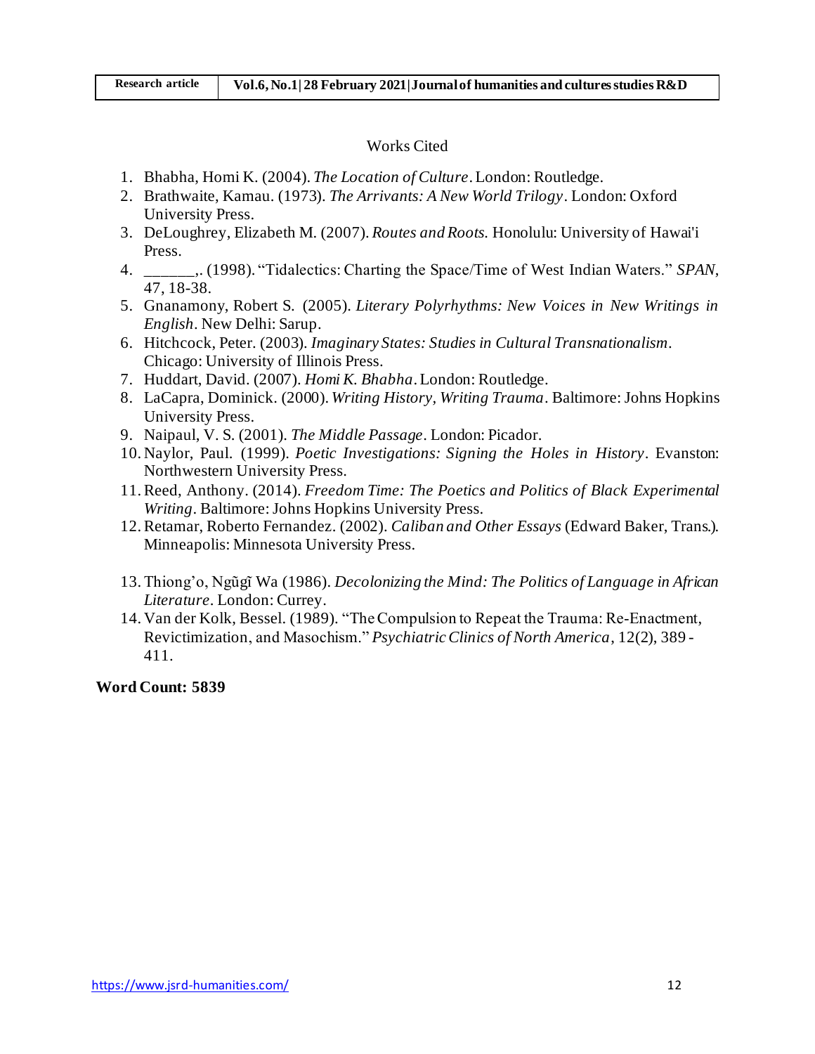## Works Cited

1. Bhabha, Homi K. (2004). *The Location of Culture*. London: Routledge.
2. Brathwaite, Kamau. (1973). *The Arrivants: A New World Trilogy*. London: Oxford University Press.
3. DeLoughrey, Elizabeth M. (2007). *Routes and Roots.* Honolulu: University of Hawai'i Press.
4. ______,. (1998). "Tidalectics: Charting the Space/Time of West Indian Waters." *SPAN*, 47, 18-38.
5. Gnanamony, Robert S. (2005). *Literary Polyrhythms: New Voices in New Writings in English*. New Delhi: Sarup.
6. Hitchcock, Peter. (2003). *Imaginary States: Studies in Cultural Transnationalism*. Chicago: University of Illinois Press.
7. Huddart, David. (2007). *Homi K. Bhabha*. London: Routledge.
8. LaCapra, Dominick. (2000). *Writing History, Writing Trauma*. Baltimore: Johns Hopkins University Press.
9. Naipaul, V. S. (2001). *The Middle Passage*. London: Picador.
10. Naylor, Paul. (1999). *Poetic Investigations: Signing the Holes in History*. Evanston: Northwestern University Press.
11. Reed, Anthony. (2014). *Freedom Time: The Poetics and Politics of Black Experimental Writing*. Baltimore: Johns Hopkins University Press.
12. Retamar, Roberto Fernandez. (2002). *Caliban and Other Essays* (Edward Baker, Trans.). Minneapolis: Minnesota University Press.
13. Thiong'o, Ngũgĩ Wa (1986). *Decolonizing the Mind: The Politics of Language in African Literature*. London: Currey.
14. Van der Kolk, Bessel. (1989). "The Compulsion to Repeat the Trauma: Re-Enactment, Revictimization, and Masochism." *Psychiatric Clinics of North America*, 12(2), 389 - 411.

**Word Count: 5839**